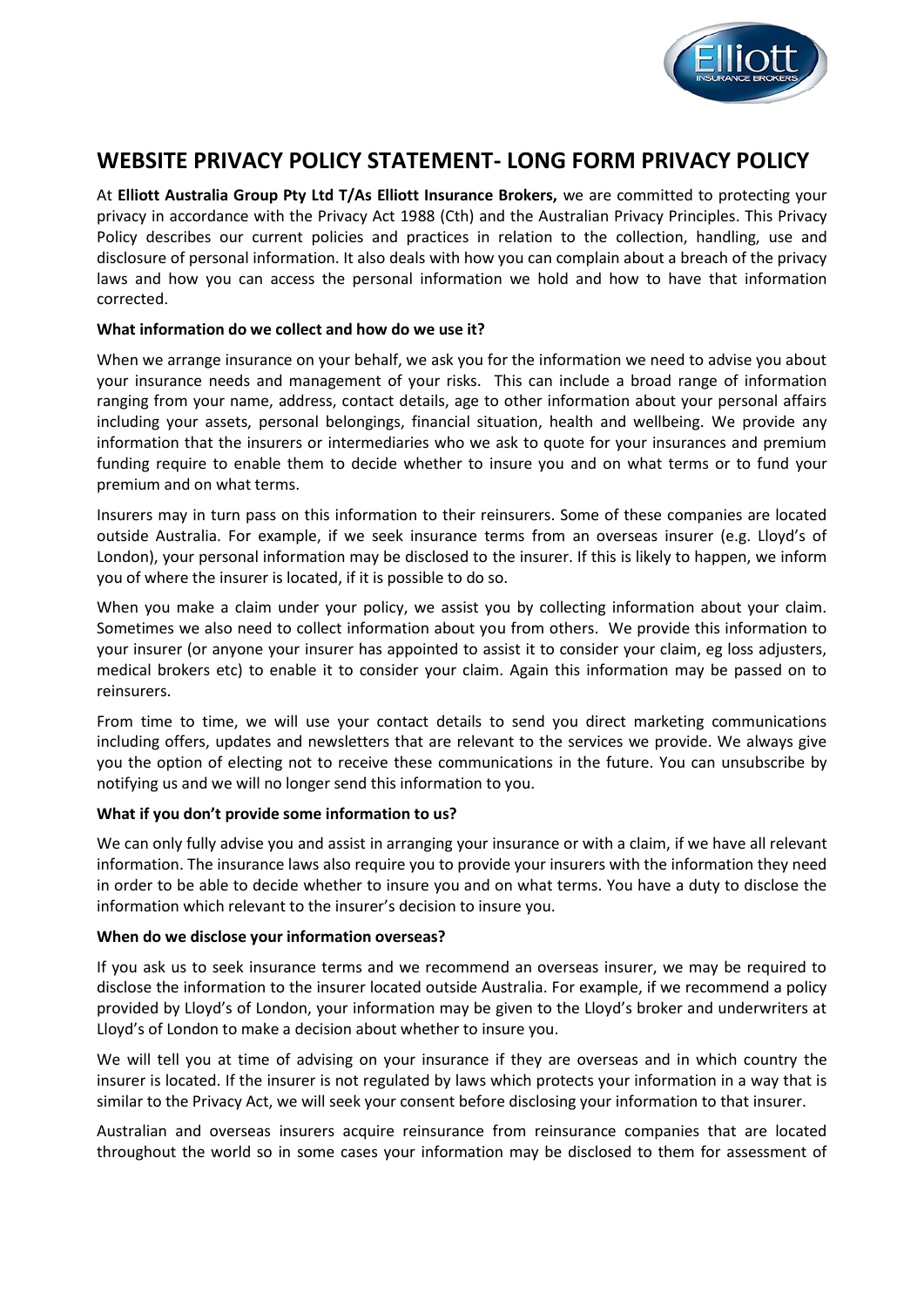# WEBSITE PRIVACY POLICY STATEMENT- LONG FORM PRIVACY POLICY

At **Elliott Australia Group Pty Ltd T/As Elliott Insurance Brokers,** we are committed to protecting your privacy in accordance with the Privacy Act 1988 (Cth) and the Australian Privacy Principles. This Privacy Policy describes our current policies and practices in relation to the collection, handling, use and disclosure of personal information. It also deals with how you can complain about a breach of the privacy laws and how you can access the personal information we hold and how to have that information corrected.

**What information do we collect and how do we use it?**

When we arrange insurance on your behalf, we ask you for the information we need to advise you about your insurance needs and management of your risks. This can include a broad range of information ranging from your name, address, contact details, age to other information about your personal affairs including your assets, personal belongings, financial situation, health and wellbeing. We provide any information that the insurers or intermediaries who we ask to quote for your insurances and premium funding require to enable them to decide whether to insure you and on what terms or to fund your premium and on what terms.

Insurers may in turn pass on this information to their reinsurers. Some of these companies are located outside Australia. For example, if we seek insurance terms from an overseas insurer (e.g. Lloyd's of London), your personal information may be disclosed to the insurer. If this is likely to happen, we inform you of where the insurer is located, if it is possible to do so.

When you make a claim under your policy, we assist you by collecting information about your claim. Sometimes we also need to collect information about you from others. We provide this information to your insurer (or anyone your insurer has appointed to assist it to consider your claim, eg loss adjusters, medical brokers etc) to enable it to consider your claim. Again this information may be passed on to reinsurers.

From time to time, we will use your contact details to send you direct marketing communications including offers, updates and newsletters that are relevant to the services we provide. We always give you the option of electing not to receive these communications in the future. You can unsubscribe by notifying us and we will no longer send this information to you.

**What if you don't provide some information to us?**

We can only fully advise you and assist in arranging your insurance or with a claim, if we have all relevant information. The insurance laws also require you to provide your insurers with the information they need in order to be able to decide whether to insure you and on what terms. You have a duty to disclose the information which relevant to the insurer's decision to insure you.

**When do we disclose your information overseas?**

If you ask us to seek insurance terms and we recommend an overseas insurer, we may be required to disclose the information to the insurer located outside Australia. For example, if we recommend a policy provided by Lloyd's of London, your information may be given to the Lloyd's broker and underwriters at Lloyd's of London to make a decision about whether to insure you.

We will tell you at time of advising on your insurance if they are overseas and in which country the insurer is located. If the insurer is not regulated by laws which protects your information in a way that is similar to the Privacy Act, we will seek your consent before disclosing your information to that insurer.

Australian and overseas insurers acquire reinsurance from reinsurance companies that are located throughout the world so in some cases your information may be disclosed to them for assessment of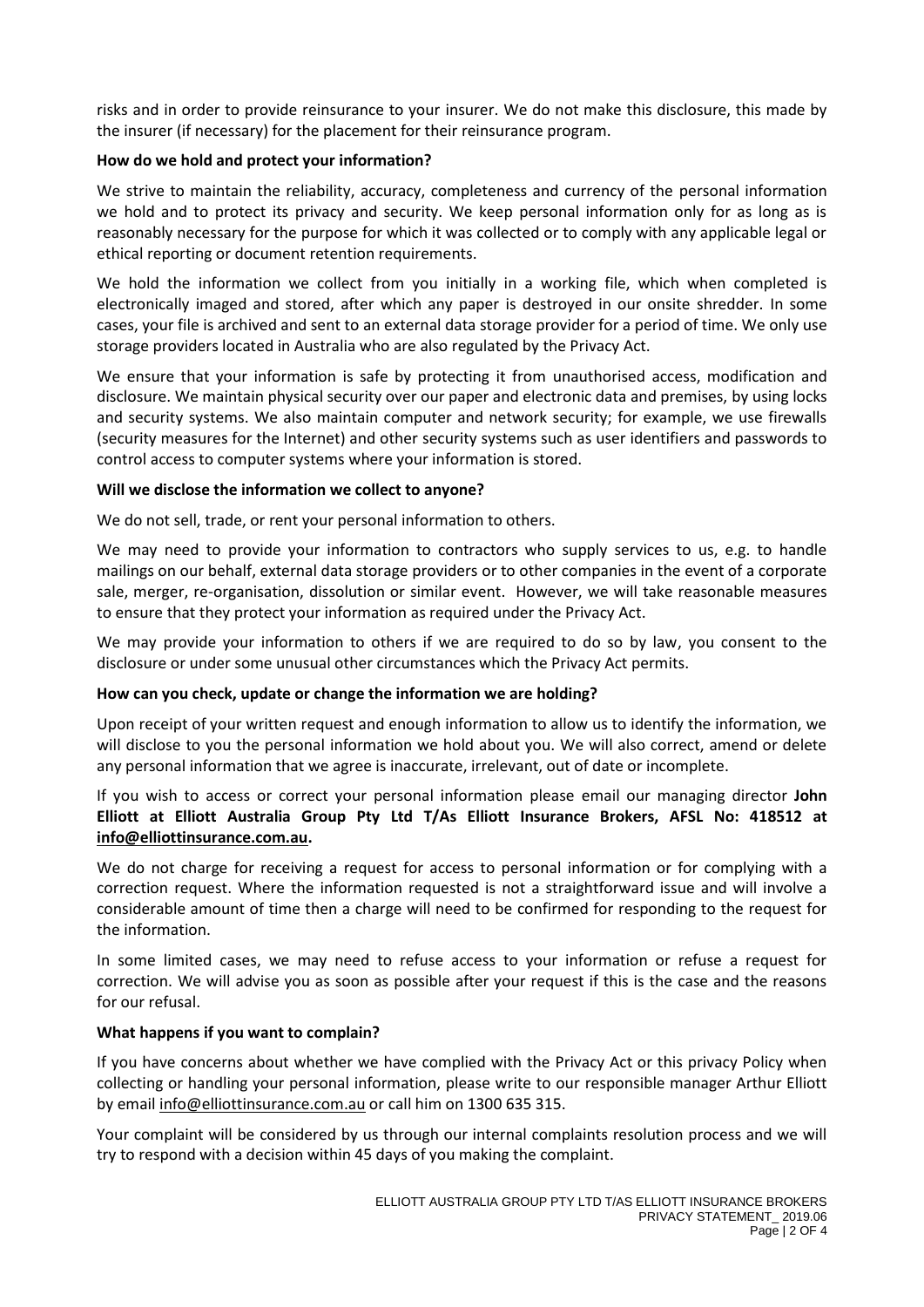risks and in order to provide reinsurance to your insurer. We do not make this disclosure, this made by the insurer (if necessary) for the placement for their reinsurance program.

**How do we hold and protect your information?**

We strive to maintain the reliability, accuracy, completeness and currency of the personal information we hold and to protect its privacy and security. We keep personal information only for as long as is reasonably necessary for the purpose for which it was collected or to comply with any applicable legal or ethical reporting or document retention requirements.

We hold the information we collect from you initially in a working file, which when completed is electronically imaged and stored, after which any paper is destroyed in our onsite shredder. In some cases, your file is archived and sent to an external data storage provider for a period of time. We only use storage providers located in Australia who are also regulated by the Privacy Act.

We ensure that your information is safe by protecting it from unauthorised access, modification and disclosure. We maintain physical security over our paper and electronic data and premises, by using locks and security systems. We also maintain computer and network security; for example, we use firewalls (security measures for the Internet) and other security systems such as user identifiers and passwords to control access to computer systems where your information is stored.

**Will we disclose the information we collect to anyone?**

We do not sell, trade, or rent your personal information to others.

We may need to provide your information to contractors who supply services to us, e.g. to handle mailings on our behalf, external data storage providers or to other companies in the event of a corporate sale, merger, re-organisation, dissolution or similar event. However, we will take reasonable measures to ensure that they protect your information as required under the Privacy Act.

We may provide your information to others if we are required to do so by law, you consent to the disclosure or under some unusual other circumstances which the Privacy Act permits.

**How can you check, update or change the information we are holding?**

Upon receipt of your written request and enough information to allow us to identify the information, we will disclose to you the personal information we hold about you. We will also correct, amend or delete any personal information that we agree is inaccurate, irrelevant, out of date or incomplete.

If you wish to access or correct your personal information please email our managing director **John Elliott at Elliott Australia Group Pty Ltd T/As Elliott Insurance Brokers, AFSL No: 418512 at info@elliottinsurance.com.au.**

We do not charge for receiving a request for access to personal information or for complying with a correction request. Where the information requested is not a straightforward issue and will involve a considerable amount of time then a charge will need to be confirmed for responding to the request for the information.

In some limited cases, we may need to refuse access to your information or refuse a request for correction. We will advise you as soon as possible after your request if this is the case and the reasons for our refusal.

**What happens if you want to complain?**

If you have concerns about whether we have complied with the Privacy Act or this privacy Policy when collecting or handling your personal information, please write to our responsible manager Arthur Elliott by email info@elliottinsurance.com.au or call him on 1300 635 315.

Your complaint will be considered by us through our internal complaints resolution process and we will try to respond with a decision within 45 days of you making the complaint.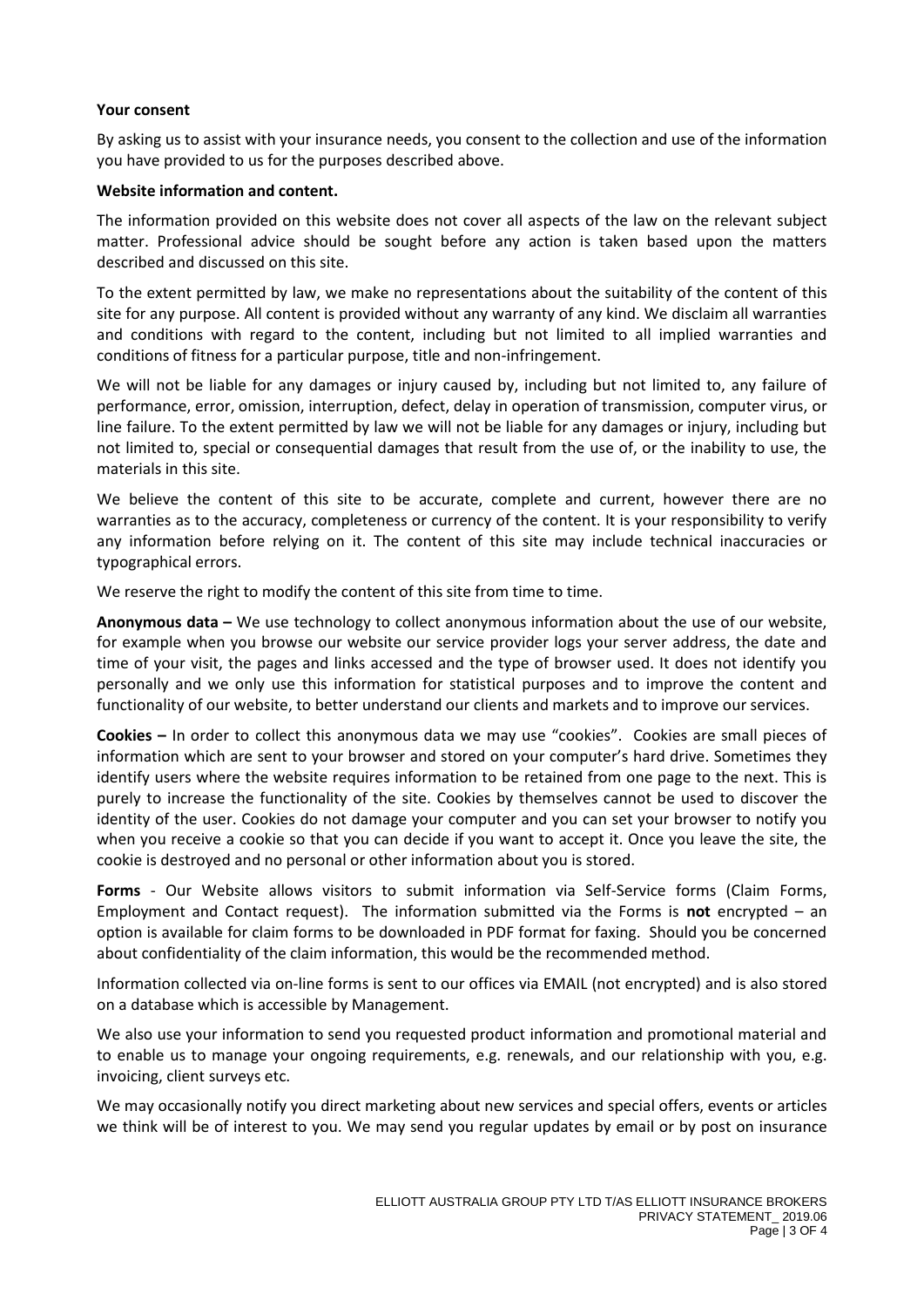**Your consent**

By asking us to assist with your insurance needs, you consent to the collection and use of the information you have provided to us for the purposes described above.

**Website information and content.**

The information provided on this website does not cover all aspects of the law on the relevant subject matter. Professional advice should be sought before any action is taken based upon the matters described and discussed on this site.

To the extent permitted by law, we make no representations about the suitability of the content of this site for any purpose. All content is provided without any warranty of any kind. We disclaim all warranties and conditions with regard to the content, including but not limited to all implied warranties and conditions of fitness for a particular purpose, title and non-infringement.

We will not be liable for any damages or injury caused by, including but not limited to, any failure of performance, error, omission, interruption, defect, delay in operation of transmission, computer virus, or line failure. To the extent permitted by law we will not be liable for any damages or injury, including but not limited to, special or consequential damages that result from the use of, or the inability to use, the materials in this site.

We believe the content of this site to be accurate, complete and current, however there are no warranties as to the accuracy, completeness or currency of the content. It is your responsibility to verify any information before relying on it. The content of this site may include technical inaccuracies or typographical errors.

We reserve the right to modify the content of this site from time to time.

**Anonymous data –** We use technology to collect anonymous information about the use of our website, for example when you browse our website our service provider logs your server address, the date and time of your visit, the pages and links accessed and the type of browser used. It does not identify you personally and we only use this information for statistical purposes and to improve the content and functionality of our website, to better understand our clients and markets and to improve our services.

**Cookies –** In order to collect this anonymous data we may use "cookies". Cookies are small pieces of information which are sent to your browser and stored on your computer's hard drive. Sometimes they identify users where the website requires information to be retained from one page to the next. This is purely to increase the functionality of the site. Cookies by themselves cannot be used to discover the identity of the user. Cookies do not damage your computer and you can set your browser to notify you when you receive a cookie so that you can decide if you want to accept it. Once you leave the site, the cookie is destroyed and no personal or other information about you is stored.

**Forms** - Our Website allows visitors to submit information via Self-Service forms (Claim Forms, Employment and Contact request). The information submitted via the Forms is **not** encrypted – an option is available for claim forms to be downloaded in PDF format for faxing. Should you be concerned about confidentiality of the claim information, this would be the recommended method.

Information collected via on-line forms is sent to our offices via EMAIL (not encrypted) and is also stored on a database which is accessible by Management.

We also use your information to send you requested product information and promotional material and to enable us to manage your ongoing requirements, e.g. renewals, and our relationship with you, e.g. invoicing, client surveys etc.

We may occasionally notify you direct marketing about new services and special offers, events or articles we think will be of interest to you. We may send you regular updates by email or by post on insurance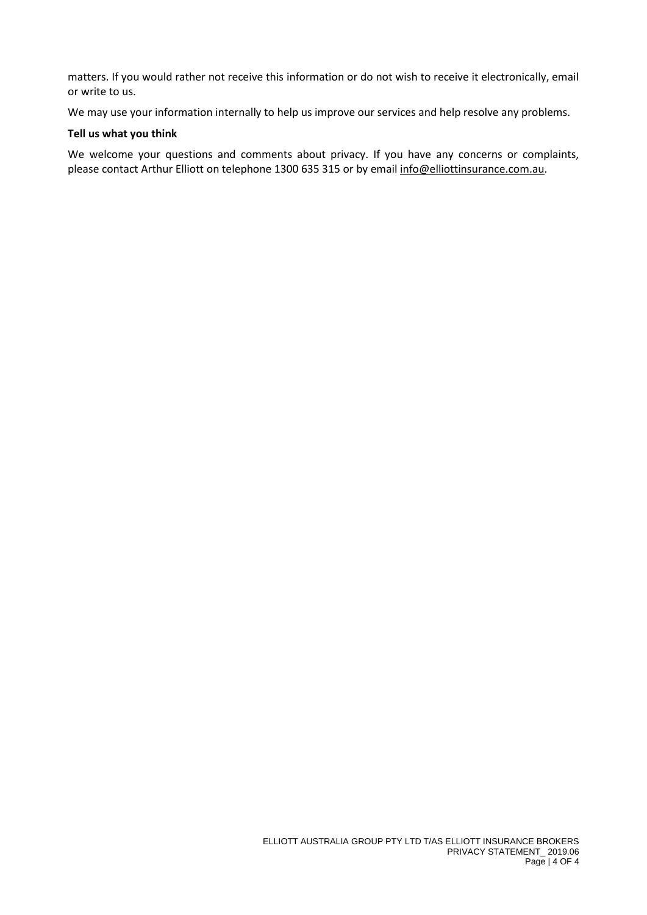matters. If you would rather not receive this information or do not wish to receive it electronically, email or write to us.

We may use your information internally to help us improve our services and help resolve any problems.

**Tell us what you think**

We welcome your questions and comments about privacy. If you have any concerns or complaints, please contact Arthur Elliott on telephone 1300 635 315 or by email info@elliottinsurance.com.au.